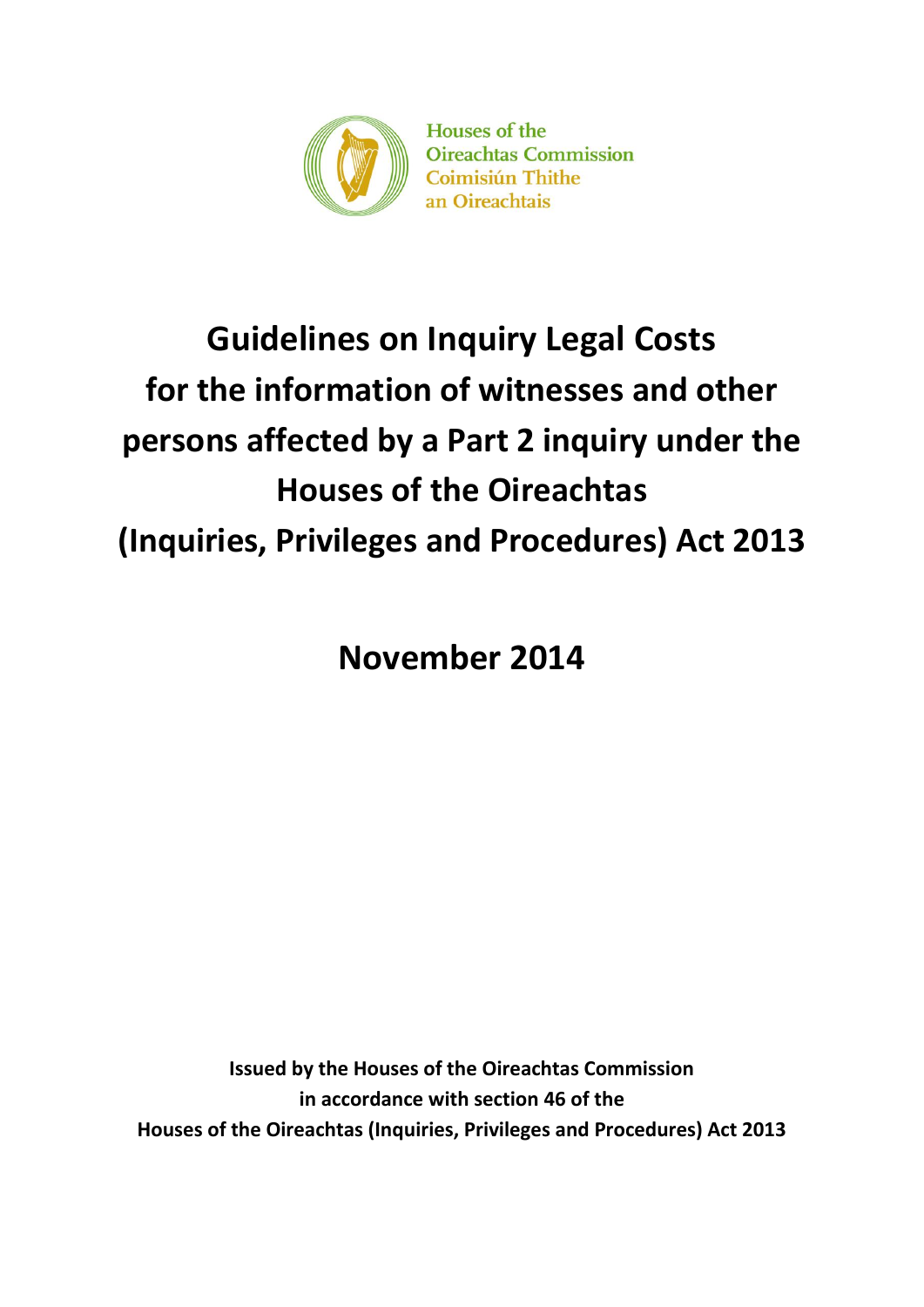Houses of the
Oireachtas Commission
Coimisiún Thithe
an Oireachtais

# Guidelines on Inquiry Legal Costs for the information of witnesses and other persons affected by a Part 2 inquiry under the Houses of the Oireachtas (Inquiries, Privileges and Procedures) Act 2013

## November 2014

**Issued by the Houses of the Oireachtas Commission in accordance with section 46 of the Houses of the Oireachtas (Inquiries, Privileges and Procedures) Act 2013**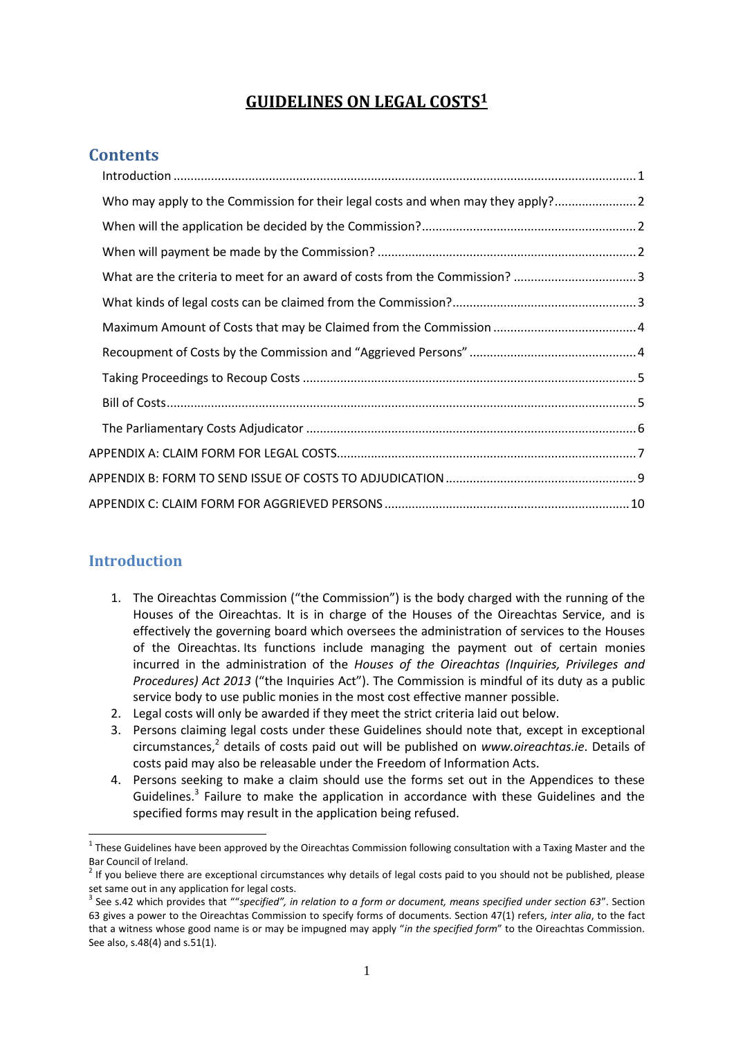# GUIDELINES ON LEGAL COSTS[1]

## Contents

- Introduction ........ 1
- Who may apply to the Commission for their legal costs and when may they apply? ........ 2
- When will the application be decided by the Commission? ........ 2
- When will payment be made by the Commission? ........ 2
- What are the criteria to meet for an award of costs from the Commission? ........ 3
- What kinds of legal costs can be claimed from the Commission? ........ 3
- Maximum Amount of Costs that may be Claimed from the Commission ........ 4
- Recoupment of Costs by the Commission and "Aggrieved Persons" ........ 4
- Taking Proceedings to Recoup Costs ........ 5
- Bill of Costs ........ 5
- The Parliamentary Costs Adjudicator ........ 6
- APPENDIX A: CLAIM FORM FOR LEGAL COSTS ........ 7
- APPENDIX B: FORM TO SEND ISSUE OF COSTS TO ADJUDICATION ........ 9
- APPENDIX C: CLAIM FORM FOR AGGRIEVED PERSONS ........ 10

## Introduction

1. The Oireachtas Commission ("the Commission") is the body charged with the running of the Houses of the Oireachtas. It is in charge of the Houses of the Oireachtas Service, and is effectively the governing board which oversees the administration of services to the Houses of the Oireachtas. Its functions include managing the payment out of certain monies incurred in the administration of the *Houses of the Oireachtas (Inquiries, Privileges and Procedures) Act 2013* ("the Inquiries Act"). The Commission is mindful of its duty as a public service body to use public monies in the most cost effective manner possible.
2. Legal costs will only be awarded if they meet the strict criteria laid out below.
3. Persons claiming legal costs under these Guidelines should note that, except in exceptional circumstances,[2] details of costs paid out will be published on *www.oireachtas.ie*. Details of costs paid may also be releasable under the Freedom of Information Acts.
4. Persons seeking to make a claim should use the forms set out in the Appendices to these Guidelines.[3] Failure to make the application in accordance with these Guidelines and the specified forms may result in the application being refused.

---

[1] These Guidelines have been approved by the Oireachtas Commission following consultation with a Taxing Master and the Bar Council of Ireland.

[2] If you believe there are exceptional circumstances why details of legal costs paid to you should not be published, please set same out in any application for legal costs.

[3] See s.42 which provides that ""*specified", in relation to a form or document, means specified under section 63*". Section 63 gives a power to the Oireachtas Commission to specify forms of documents. Section 47(1) refers, *inter alia*, to the fact that a witness whose good name is or may be impugned may apply "*in the specified form*" to the Oireachtas Commission. See also, s.48(4) and s.51(1).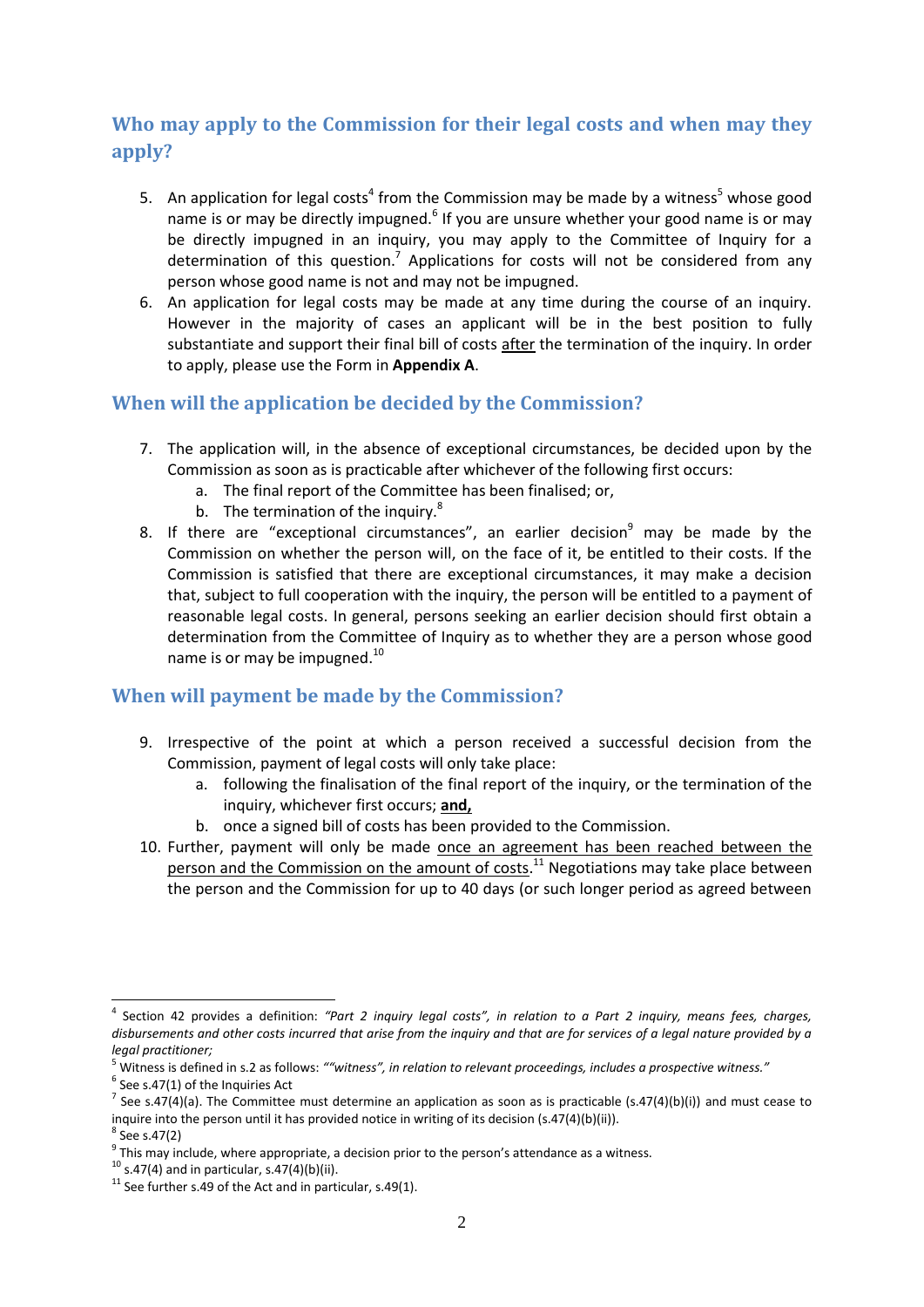## Who may apply to the Commission for their legal costs and when may they apply?

5. An application for legal costs[4] from the Commission may be made by a witness[5] whose good name is or may be directly impugned.[6] If you are unsure whether your good name is or may be directly impugned in an inquiry, you may apply to the Committee of Inquiry for a determination of this question.[7] Applications for costs will not be considered from any person whose good name is not and may not be impugned.
6. An application for legal costs may be made at any time during the course of an inquiry. However in the majority of cases an applicant will be in the best position to fully substantiate and support their final bill of costs <u>after</u> the termination of the inquiry. In order to apply, please use the Form in **Appendix A**.

## When will the application be decided by the Commission?

7. The application will, in the absence of exceptional circumstances, be decided upon by the Commission as soon as is practicable after whichever of the following first occurs:
   a. The final report of the Committee has been finalised; or,
   b. The termination of the inquiry.[8]
8. If there are "exceptional circumstances", an earlier decision[9] may be made by the Commission on whether the person will, on the face of it, be entitled to their costs. If the Commission is satisfied that there are exceptional circumstances, it may make a decision that, subject to full cooperation with the inquiry, the person will be entitled to a payment of reasonable legal costs. In general, persons seeking an earlier decision should first obtain a determination from the Committee of Inquiry as to whether they are a person whose good name is or may be impugned.[10]

## When will payment be made by the Commission?

9. Irrespective of the point at which a person received a successful decision from the Commission, payment of legal costs will only take place:
   a. following the finalisation of the final report of the inquiry, or the termination of the inquiry, whichever first occurs; <u>**and,**</u>
   b. once a signed bill of costs has been provided to the Commission.
10. Further, payment will only be made <u>once an agreement has been reached between the person and the Commission on the amount of costs</u>.[11] Negotiations may take place between the person and the Commission for up to 40 days (or such longer period as agreed between

---

[4] Section 42 provides a definition: *"Part 2 inquiry legal costs", in relation to a Part 2 inquiry, means fees, charges, disbursements and other costs incurred that arise from the inquiry and that are for services of a legal nature provided by a legal practitioner;*

[5] Witness is defined in s.2 as follows: *""witness", in relation to relevant proceedings, includes a prospective witness."*

[6] See s.47(1) of the Inquiries Act

[7] See s.47(4)(a). The Committee must determine an application as soon as is practicable (s.47(4)(b)(i)) and must cease to inquire into the person until it has provided notice in writing of its decision (s.47(4)(b)(ii)).

[8] See s.47(2)

[9] This may include, where appropriate, a decision prior to the person's attendance as a witness.

[10] s.47(4) and in particular, s.47(4)(b)(ii).

[11] See further s.49 of the Act and in particular, s.49(1).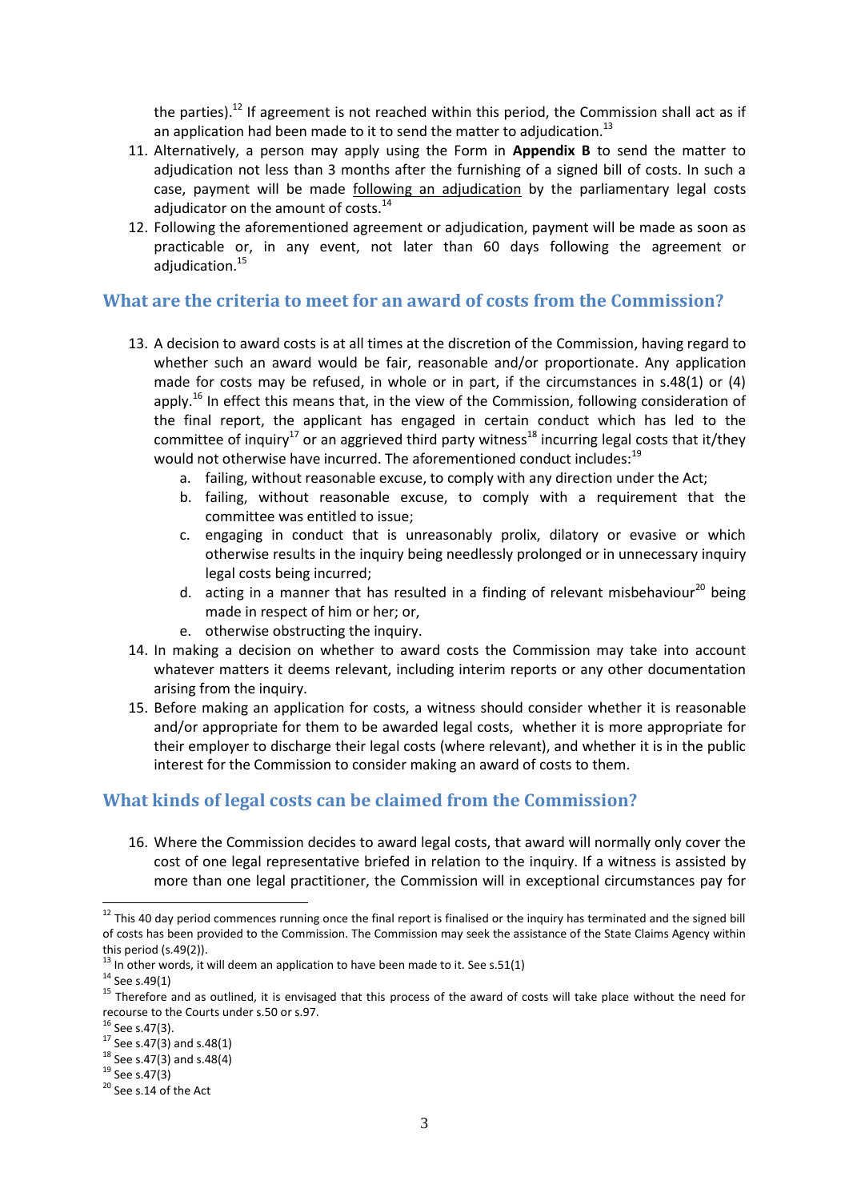the parties).[12] If agreement is not reached within this period, the Commission shall act as if an application had been made to it to send the matter to adjudication.[13]

11. Alternatively, a person may apply using the Form in **Appendix B** to send the matter to adjudication not less than 3 months after the furnishing of a signed bill of costs. In such a case, payment will be made following an adjudication by the parliamentary legal costs adjudicator on the amount of costs.[14]
12. Following the aforementioned agreement or adjudication, payment will be made as soon as practicable or, in any event, not later than 60 days following the agreement or adjudication.[15]

## What are the criteria to meet for an award of costs from the Commission?

13. A decision to award costs is at all times at the discretion of the Commission, having regard to whether such an award would be fair, reasonable and/or proportionate. Any application made for costs may be refused, in whole or in part, if the circumstances in s.48(1) or (4) apply.[16] In effect this means that, in the view of the Commission, following consideration of the final report, the applicant has engaged in certain conduct which has led to the committee of inquiry[17] or an aggrieved third party witness[18] incurring legal costs that it/they would not otherwise have incurred. The aforementioned conduct includes:[19]
    a. failing, without reasonable excuse, to comply with any direction under the Act;
    b. failing, without reasonable excuse, to comply with a requirement that the committee was entitled to issue;
    c. engaging in conduct that is unreasonably prolix, dilatory or evasive or which otherwise results in the inquiry being needlessly prolonged or in unnecessary inquiry legal costs being incurred;
    d. acting in a manner that has resulted in a finding of relevant misbehaviour[20] being made in respect of him or her; or,
    e. otherwise obstructing the inquiry.
14. In making a decision on whether to award costs the Commission may take into account whatever matters it deems relevant, including interim reports or any other documentation arising from the inquiry.
15. Before making an application for costs, a witness should consider whether it is reasonable and/or appropriate for them to be awarded legal costs, whether it is more appropriate for their employer to discharge their legal costs (where relevant), and whether it is in the public interest for the Commission to consider making an award of costs to them.

## What kinds of legal costs can be claimed from the Commission?

16. Where the Commission decides to award legal costs, that award will normally only cover the cost of one legal representative briefed in relation to the inquiry. If a witness is assisted by more than one legal practitioner, the Commission will in exceptional circumstances pay for

---

[12] This 40 day period commences running once the final report is finalised or the inquiry has terminated and the signed bill of costs has been provided to the Commission. The Commission may seek the assistance of the State Claims Agency within this period (s.49(2)).

[13] In other words, it will deem an application to have been made to it. See s.51(1)

[14] See s.49(1)

[15] Therefore and as outlined, it is envisaged that this process of the award of costs will take place without the need for recourse to the Courts under s.50 or s.97.

[16] See s.47(3).

[17] See s.47(3) and s.48(1)

[18] See s.47(3) and s.48(4)

[19] See s.47(3)

[20] See s.14 of the Act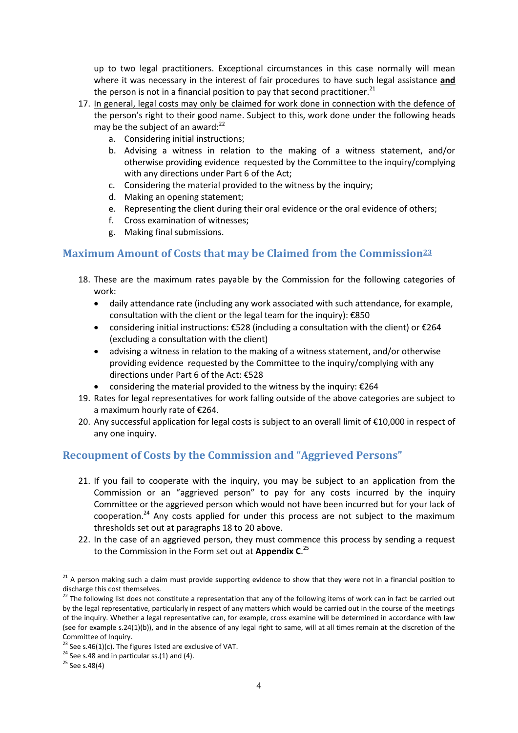up to two legal practitioners. Exceptional circumstances in this case normally will mean where it was necessary in the interest of fair procedures to have such legal assistance **and** the person is not in a financial position to pay that second practitioner.[21]

17. In general, legal costs may only be claimed for work done in connection with the defence of the person's right to their good name. Subject to this, work done under the following heads may be the subject of an award:[22]
    a. Considering initial instructions;
    b. Advising a witness in relation to the making of a witness statement, and/or otherwise providing evidence requested by the Committee to the inquiry/complying with any directions under Part 6 of the Act;
    c. Considering the material provided to the witness by the inquiry;
    d. Making an opening statement;
    e. Representing the client during their oral evidence or the oral evidence of others;
    f. Cross examination of witnesses;
    g. Making final submissions.

## Maximum Amount of Costs that may be Claimed from the Commission[23]

18. These are the maximum rates payable by the Commission for the following categories of work:
    - daily attendance rate (including any work associated with such attendance, for example, consultation with the client or the legal team for the inquiry): €850
    - considering initial instructions: €528 (including a consultation with the client) or €264 (excluding a consultation with the client)
    - advising a witness in relation to the making of a witness statement, and/or otherwise providing evidence requested by the Committee to the inquiry/complying with any directions under Part 6 of the Act: €528
    - considering the material provided to the witness by the inquiry: €264
19. Rates for legal representatives for work falling outside of the above categories are subject to a maximum hourly rate of €264.
20. Any successful application for legal costs is subject to an overall limit of €10,000 in respect of any one inquiry.

## Recoupment of Costs by the Commission and "Aggrieved Persons"

21. If you fail to cooperate with the inquiry, you may be subject to an application from the Commission or an "aggrieved person" to pay for any costs incurred by the inquiry Committee or the aggrieved person which would not have been incurred but for your lack of cooperation.[24] Any costs applied for under this process are not subject to the maximum thresholds set out at paragraphs 18 to 20 above.
22. In the case of an aggrieved person, they must commence this process by sending a request to the Commission in the Form set out at **Appendix C**.[25]

---

[21] A person making such a claim must provide supporting evidence to show that they were not in a financial position to discharge this cost themselves.

[22] The following list does not constitute a representation that any of the following items of work can in fact be carried out by the legal representative, particularly in respect of any matters which would be carried out in the course of the meetings of the inquiry. Whether a legal representative can, for example, cross examine will be determined in accordance with law (see for example s.24(1)(b)), and in the absence of any legal right to same, will at all times remain at the discretion of the Committee of Inquiry.

[23] See s.46(1)(c). The figures listed are exclusive of VAT.

[24] See s.48 and in particular ss.(1) and (4).

[25] See s.48(4)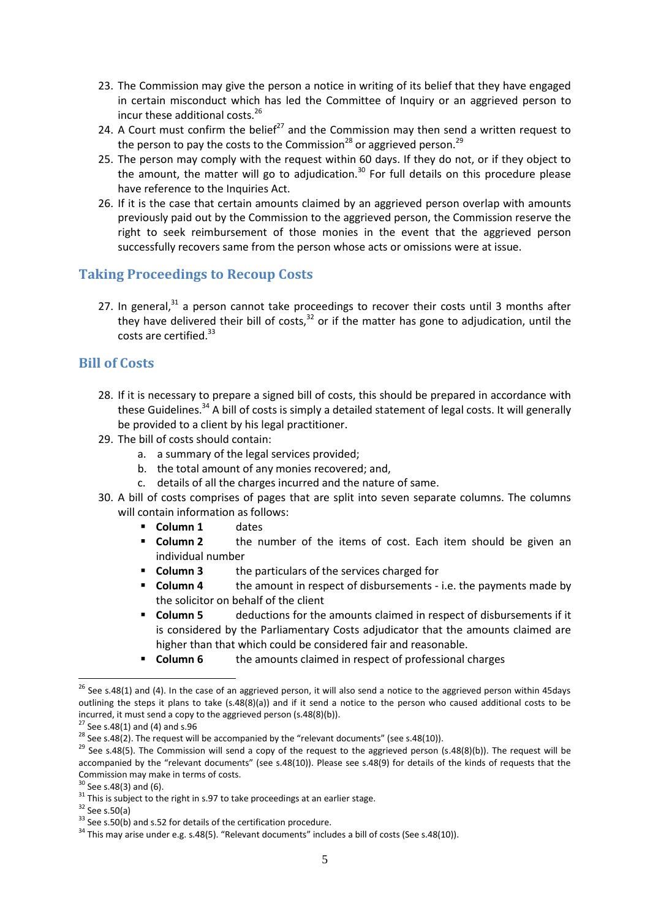23. The Commission may give the person a notice in writing of its belief that they have engaged in certain misconduct which has led the Committee of Inquiry or an aggrieved person to incur these additional costs.[26]
24. A Court must confirm the belief[27] and the Commission may then send a written request to the person to pay the costs to the Commission[28] or aggrieved person.[29]
25. The person may comply with the request within 60 days. If they do not, or if they object to the amount, the matter will go to adjudication.[30] For full details on this procedure please have reference to the Inquiries Act.
26. If it is the case that certain amounts claimed by an aggrieved person overlap with amounts previously paid out by the Commission to the aggrieved person, the Commission reserve the right to seek reimbursement of those monies in the event that the aggrieved person successfully recovers same from the person whose acts or omissions were at issue.

## Taking Proceedings to Recoup Costs

27. In general,[31] a person cannot take proceedings to recover their costs until 3 months after they have delivered their bill of costs,[32] or if the matter has gone to adjudication, until the costs are certified.[33]

## Bill of Costs

28. If it is necessary to prepare a signed bill of costs, this should be prepared in accordance with these Guidelines.[34] A bill of costs is simply a detailed statement of legal costs. It will generally be provided to a client by his legal practitioner.
29. The bill of costs should contain:
    a. a summary of the legal services provided;
    b. the total amount of any monies recovered; and,
    c. details of all the charges incurred and the nature of same.
30. A bill of costs comprises of pages that are split into seven separate columns. The columns will contain information as follows:
    - **Column 1** dates
    - **Column 2** the number of the items of cost. Each item should be given an individual number
    - **Column 3** the particulars of the services charged for
    - **Column 4** the amount in respect of disbursements - i.e. the payments made by the solicitor on behalf of the client
    - **Column 5** deductions for the amounts claimed in respect of disbursements if it is considered by the Parliamentary Costs adjudicator that the amounts claimed are higher than that which could be considered fair and reasonable.
    - **Column 6** the amounts claimed in respect of professional charges

---

[26] See s.48(1) and (4). In the case of an aggrieved person, it will also send a notice to the aggrieved person within 45days outlining the steps it plans to take (s.48(8)(a)) and if it send a notice to the person who caused additional costs to be incurred, it must send a copy to the aggrieved person (s.48(8)(b)).

[27] See s.48(1) and (4) and s.96

[28] See s.48(2). The request will be accompanied by the "relevant documents" (see s.48(10)).

[29] See s.48(5). The Commission will send a copy of the request to the aggrieved person (s.48(8)(b)). The request will be accompanied by the "relevant documents" (see s.48(10)). Please see s.48(9) for details of the kinds of requests that the Commission may make in terms of costs.

[30] See s.48(3) and (6).

[31] This is subject to the right in s.97 to take proceedings at an earlier stage.

[32] See s.50(a)

[33] See s.50(b) and s.52 for details of the certification procedure.

[34] This may arise under e.g. s.48(5). "Relevant documents" includes a bill of costs (See s.48(10)).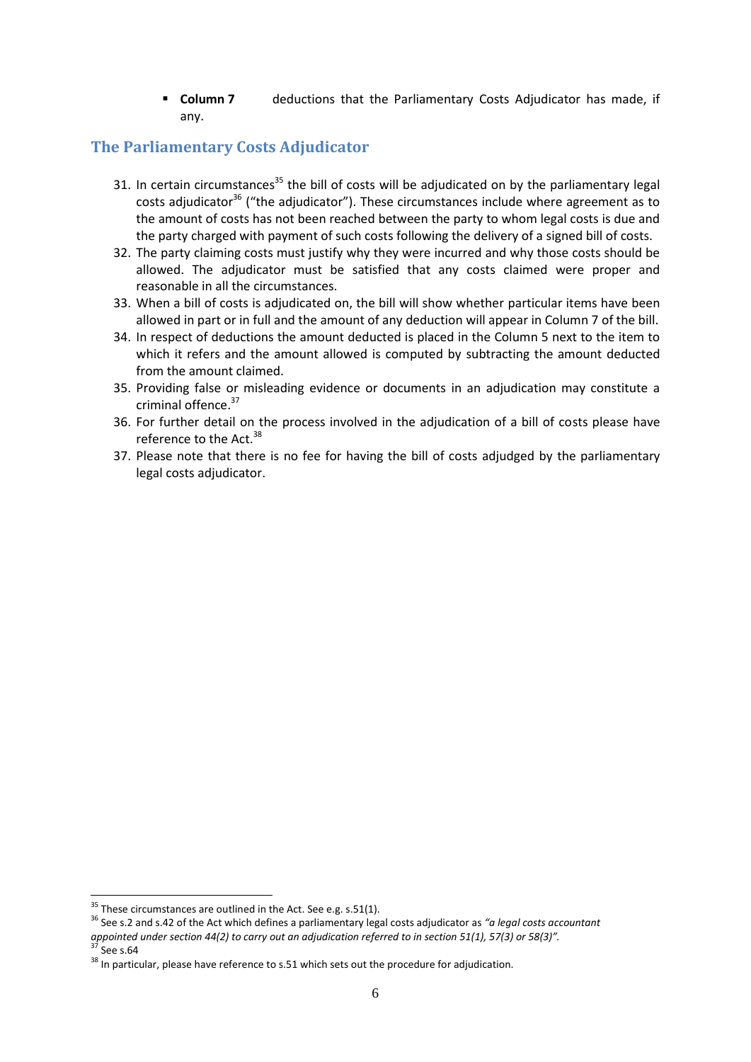- **Column 7** deductions that the Parliamentary Costs Adjudicator has made, if any.

## The Parliamentary Costs Adjudicator

31. In certain circumstances[35] the bill of costs will be adjudicated on by the parliamentary legal costs adjudicator[36] ("the adjudicator"). These circumstances include where agreement as to the amount of costs has not been reached between the party to whom legal costs is due and the party charged with payment of such costs following the delivery of a signed bill of costs.
32. The party claiming costs must justify why they were incurred and why those costs should be allowed. The adjudicator must be satisfied that any costs claimed were proper and reasonable in all the circumstances.
33. When a bill of costs is adjudicated on, the bill will show whether particular items have been allowed in part or in full and the amount of any deduction will appear in Column 7 of the bill.
34. In respect of deductions the amount deducted is placed in the Column 5 next to the item to which it refers and the amount allowed is computed by subtracting the amount deducted from the amount claimed.
35. Providing false or misleading evidence or documents in an adjudication may constitute a criminal offence.[37]
36. For further detail on the process involved in the adjudication of a bill of costs please have reference to the Act.[38]
37. Please note that there is no fee for having the bill of costs adjudged by the parliamentary legal costs adjudicator.

---

[35] These circumstances are outlined in the Act. See e.g. s.51(1).

[36] See s.2 and s.42 of the Act which defines a parliamentary legal costs adjudicator as *"a legal costs accountant appointed under section 44(2) to carry out an adjudication referred to in section 51(1), 57(3) or 58(3)".*

[37] See s.64

[38] In particular, please have reference to s.51 which sets out the procedure for adjudication.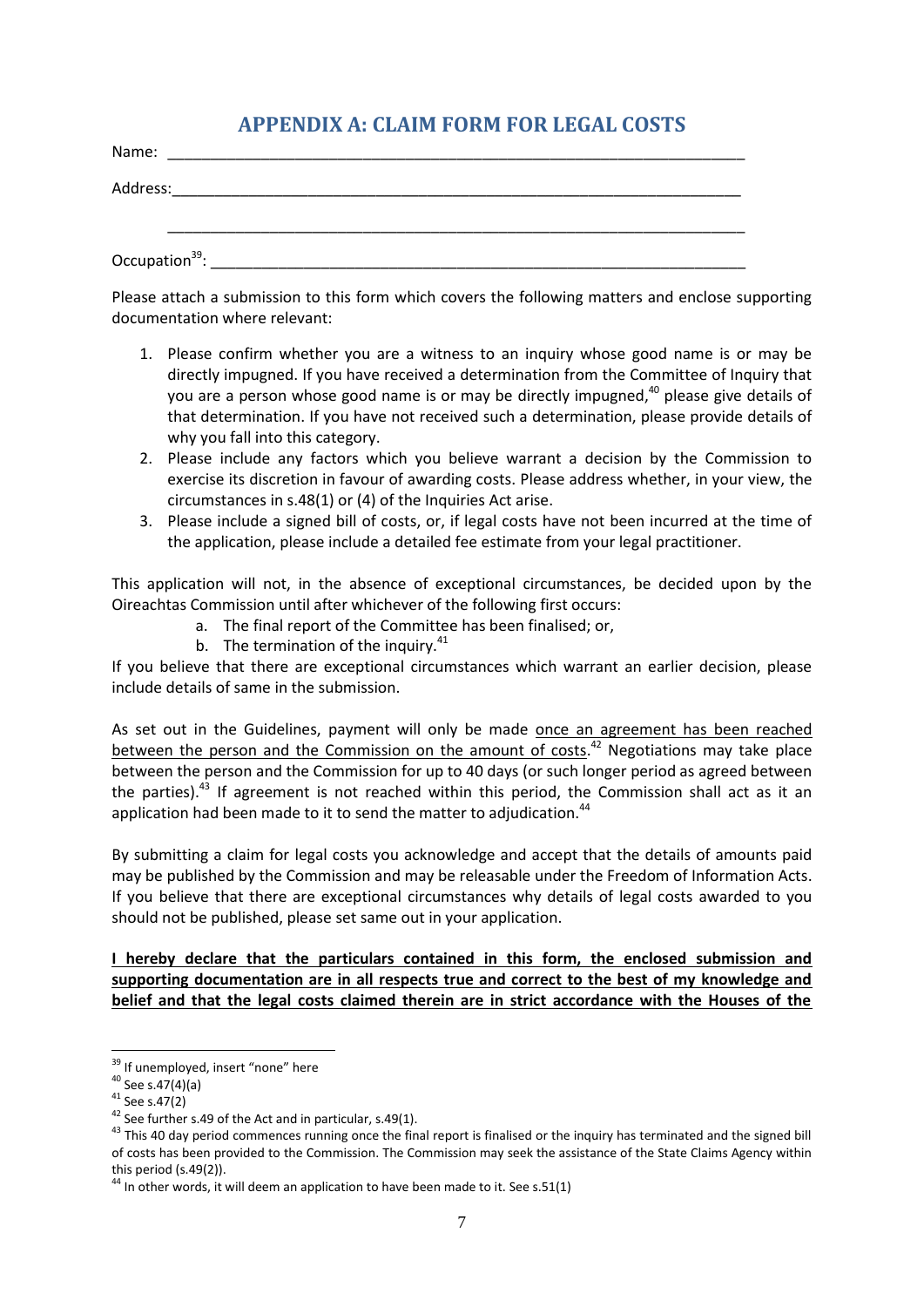## APPENDIX A: CLAIM FORM FOR LEGAL COSTS

Name: \_\_\_\_\_\_\_\_\_\_\_\_\_\_\_\_\_\_\_\_\_\_\_\_\_\_\_\_\_\_\_\_\_\_\_\_\_\_\_\_\_\_\_\_\_\_\_\_\_\_\_\_\_\_\_\_\_\_\_\_\_\_\_\_\_\_

Address:\_\_\_\_\_\_\_\_\_\_\_\_\_\_\_\_\_\_\_\_\_\_\_\_\_\_\_\_\_\_\_\_\_\_\_\_\_\_\_\_\_\_\_\_\_\_\_\_\_\_\_\_\_\_\_\_\_\_\_\_\_\_\_\_\_\_

\_\_\_\_\_\_\_\_\_\_\_\_\_\_\_\_\_\_\_\_\_\_\_\_\_\_\_\_\_\_\_\_\_\_\_\_\_\_\_\_\_\_\_\_\_\_\_\_\_\_\_\_\_\_\_\_\_\_\_\_\_\_\_\_\_\_

Occupation[39]: \_\_\_\_\_\_\_\_\_\_\_\_\_\_\_\_\_\_\_\_\_\_\_\_\_\_\_\_\_\_\_\_\_\_\_\_\_\_\_\_\_\_\_\_\_\_\_\_\_\_\_\_\_\_\_\_\_\_\_\_

Please attach a submission to this form which covers the following matters and enclose supporting documentation where relevant:

1. Please confirm whether you are a witness to an inquiry whose good name is or may be directly impugned. If you have received a determination from the Committee of Inquiry that you are a person whose good name is or may be directly impugned,[40] please give details of that determination. If you have not received such a determination, please provide details of why you fall into this category.
2. Please include any factors which you believe warrant a decision by the Commission to exercise its discretion in favour of awarding costs. Please address whether, in your view, the circumstances in s.48(1) or (4) of the Inquiries Act arise.
3. Please include a signed bill of costs, or, if legal costs have not been incurred at the time of the application, please include a detailed fee estimate from your legal practitioner.

This application will not, in the absence of exceptional circumstances, be decided upon by the Oireachtas Commission until after whichever of the following first occurs:

a. The final report of the Committee has been finalised; or,
b. The termination of the inquiry.[41]

If you believe that there are exceptional circumstances which warrant an earlier decision, please include details of same in the submission.

As set out in the Guidelines, payment will only be made <u>once an agreement has been reached between the person and the Commission on the amount of costs.</u>[42] Negotiations may take place between the person and the Commission for up to 40 days (or such longer period as agreed between the parties).[43] If agreement is not reached within this period, the Commission shall act as it an application had been made to it to send the matter to adjudication.[44]

By submitting a claim for legal costs you acknowledge and accept that the details of amounts paid may be published by the Commission and may be releasable under the Freedom of Information Acts. If you believe that there are exceptional circumstances why details of legal costs awarded to you should not be published, please set same out in your application.

**<u>I hereby declare that the particulars contained in this form, the enclosed submission and supporting documentation are in all respects true and correct to the best of my knowledge and belief and that the legal costs claimed therein are in strict accordance with the Houses of the</u>**

---

[39] If unemployed, insert "none" here

[40] See s.47(4)(a)

[41] See s.47(2)

[42] See further s.49 of the Act and in particular, s.49(1).

[43] This 40 day period commences running once the final report is finalised or the inquiry has terminated and the signed bill of costs has been provided to the Commission. The Commission may seek the assistance of the State Claims Agency within this period (s.49(2)).

[44] In other words, it will deem an application to have been made to it. See s.51(1)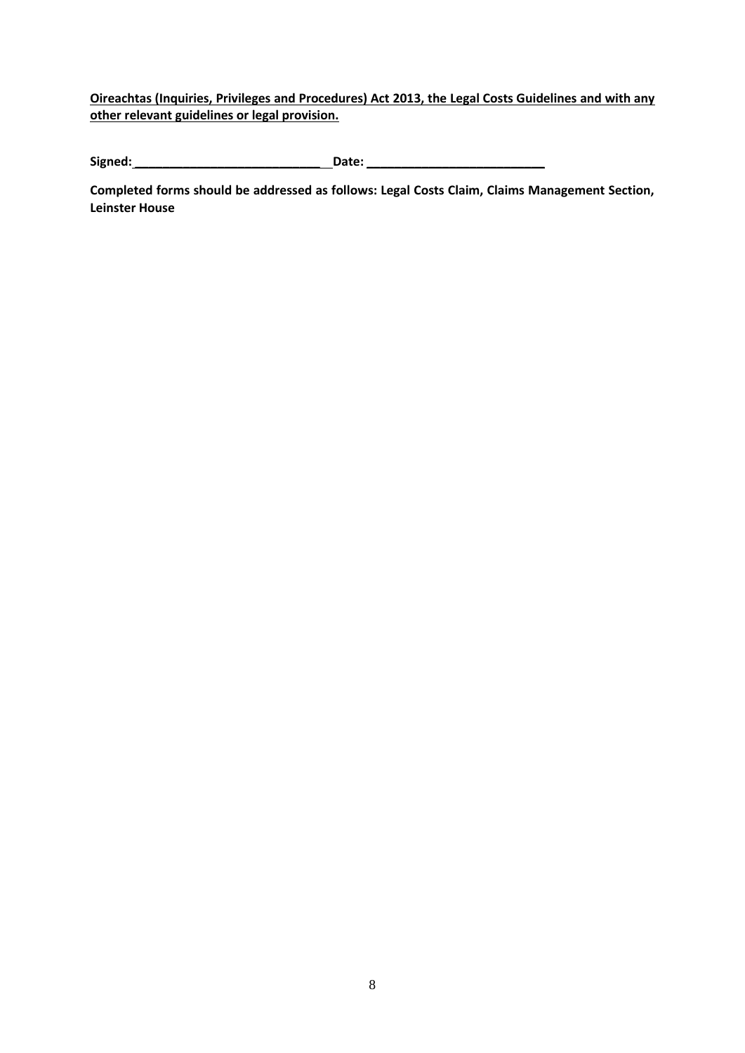**<u>Oireachtas (Inquiries, Privileges and Procedures) Act 2013, the Legal Costs Guidelines and with any other relevant guidelines or legal provision.</u>**

**Signed:____________________________ Date: ___________________________**

**Completed forms should be addressed as follows: Legal Costs Claim, Claims Management Section, Leinster House**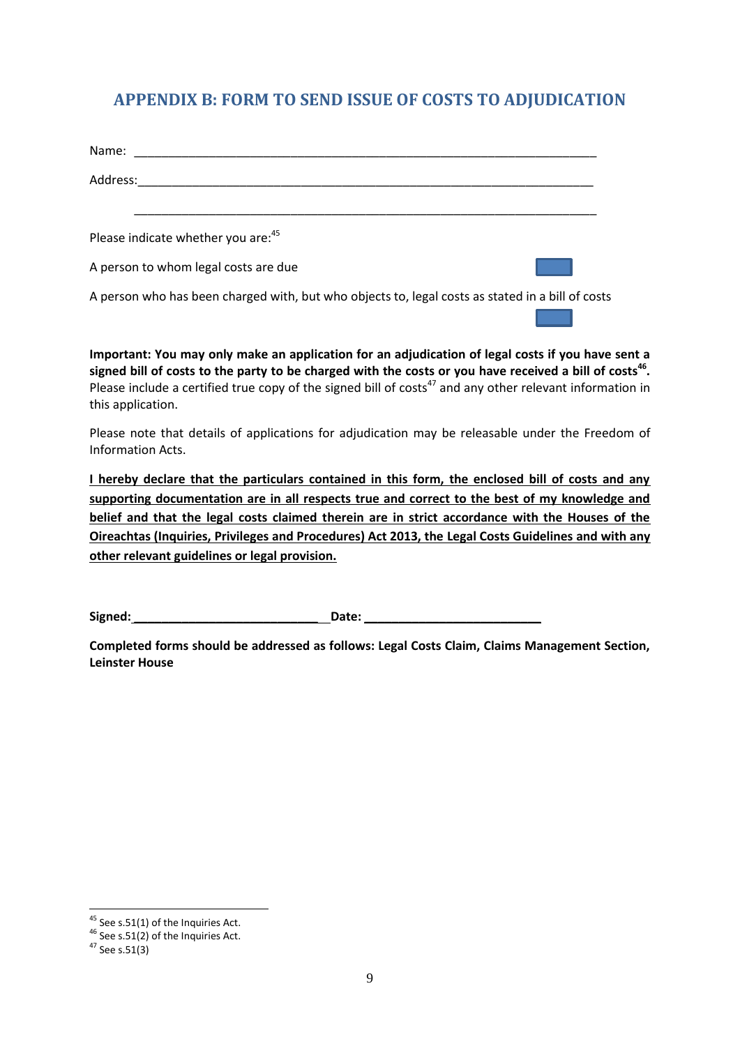## APPENDIX B: FORM TO SEND ISSUE OF COSTS TO ADJUDICATION

Name: ____________________________________________________________________

Address:__________________________________________________________________

__________________________________________________________________________

Please indicate whether you are:[45]

A person to whom legal costs are due ☐

A person who has been charged with, but who objects to, legal costs as stated in a bill of costs ☐

**Important: You may only make an application for an adjudication of legal costs if you have sent a signed bill of costs to the party to be charged with the costs or you have received a bill of costs[46].** Please include a certified true copy of the signed bill of costs[47] and any other relevant information in this application.

Please note that details of applications for adjudication may be releasable under the Freedom of Information Acts.

**<u>I hereby declare that the particulars contained in this form, the enclosed bill of costs and any supporting documentation are in all respects true and correct to the best of my knowledge and belief and that the legal costs claimed therein are in strict accordance with the Houses of the Oireachtas (Inquiries, Privileges and Procedures) Act 2013, the Legal Costs Guidelines and with any other relevant guidelines or legal provision.</u>**

**Signed:____________________________ Date: __________________________**

**Completed forms should be addressed as follows: Legal Costs Claim, Claims Management Section, Leinster House**

---

[45] See s.51(1) of the Inquiries Act.

[46] See s.51(2) of the Inquiries Act.

[47] See s.51(3)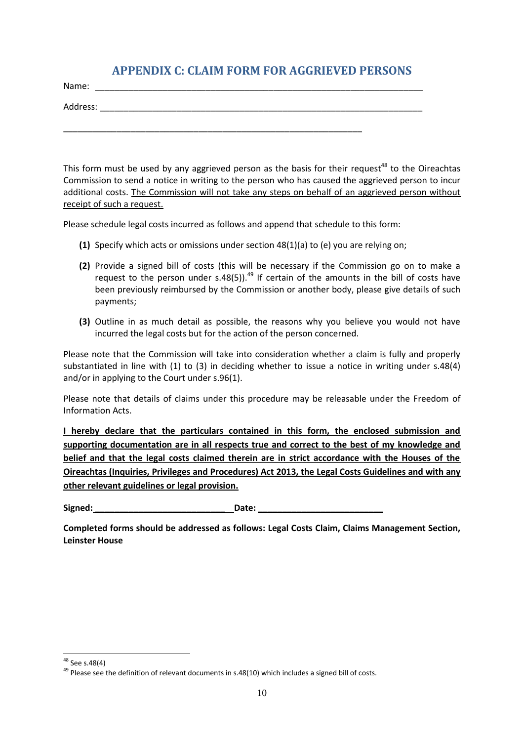# APPENDIX C: CLAIM FORM FOR AGGRIEVED PERSONS

Name: ______________________________________________________________________

Address: ____________________________________________________________________

_______________________________________________________________

This form must be used by any aggrieved person as the basis for their request[48] to the Oireachtas Commission to send a notice in writing to the person who has caused the aggrieved person to incur additional costs. <u>The Commission will not take any steps on behalf of an aggrieved person without receipt of such a request.</u>

Please schedule legal costs incurred as follows and append that schedule to this form:

**(1)** Specify which acts or omissions under section 48(1)(a) to (e) you are relying on;

**(2)** Provide a signed bill of costs (this will be necessary if the Commission go on to make a request to the person under s.48(5)).[49] If certain of the amounts in the bill of costs have been previously reimbursed by the Commission or another body, please give details of such payments;

**(3)** Outline in as much detail as possible, the reasons why you believe you would not have incurred the legal costs but for the action of the person concerned.

Please note that the Commission will take into consideration whether a claim is fully and properly substantiated in line with (1) to (3) in deciding whether to issue a notice in writing under s.48(4) and/or in applying to the Court under s.96(1).

Please note that details of claims under this procedure may be releasable under the Freedom of Information Acts.

**<u>I hereby declare that the particulars contained in this form, the enclosed submission and supporting documentation are in all respects true and correct to the best of my knowledge and belief and that the legal costs claimed therein are in strict accordance with the Houses of the Oireachtas (Inquiries, Privileges and Procedures) Act 2013, the Legal Costs Guidelines and with any other relevant guidelines or legal provision.</u>**

**Signed:____________________________ Date: __________________________**

**Completed forms should be addressed as follows: Legal Costs Claim, Claims Management Section, Leinster House**

---

[48] See s.48(4)

[49] Please see the definition of relevant documents in s.48(10) which includes a signed bill of costs.